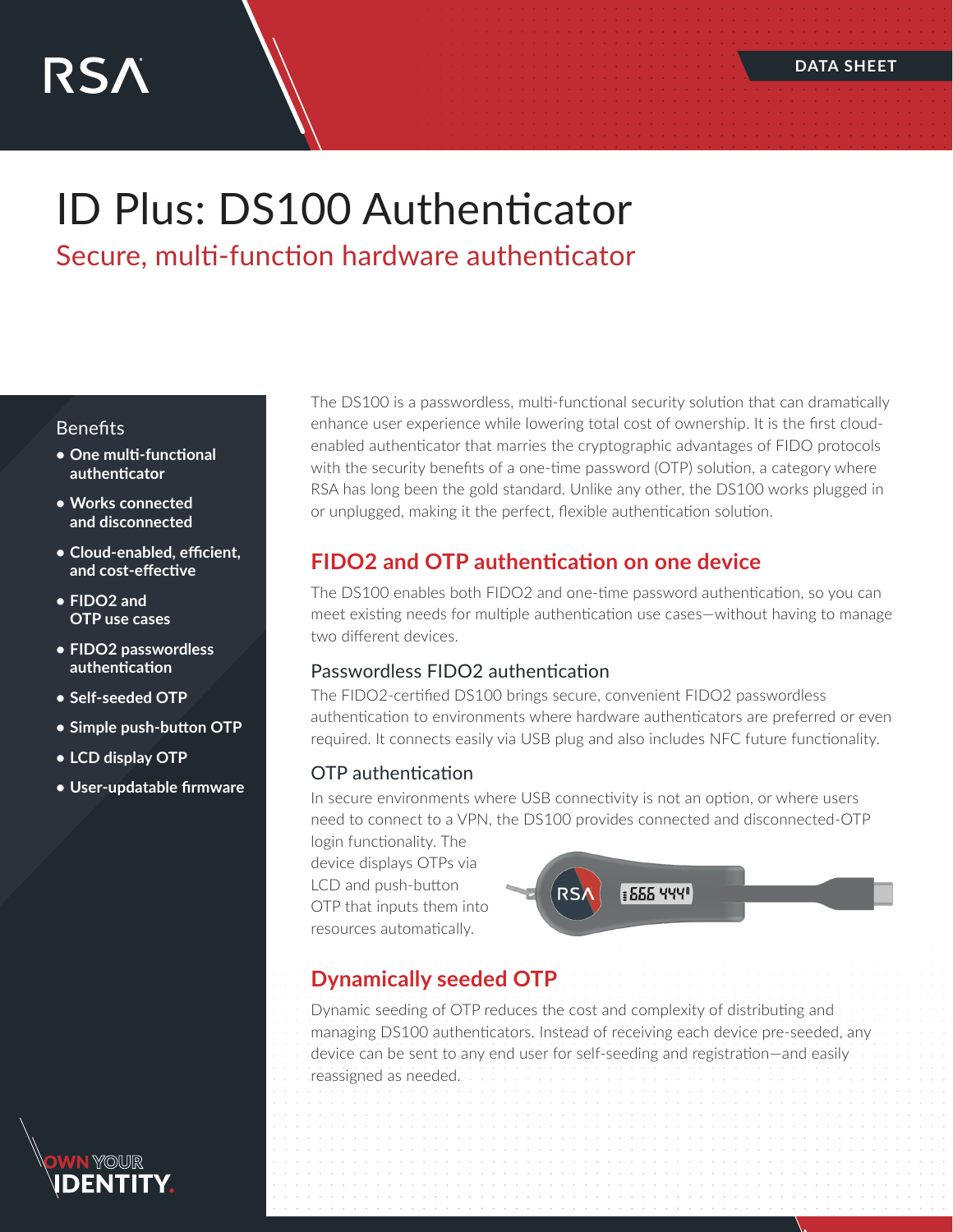RSA

DATA SHEET

# ID Plus: DS100 Authenticator

## Secure, multi-function hardware authenticator

### Benefits

- One multi-functional authenticator
- Works connected and disconnected
- Cloud-enabled, efficient, and cost-effective
- FIDO2 and OTP use cases
- FIDO2 passwordless authentication
- Self-seeded OTP
- Simple push-button OTP
- LCD display OTP
- User-updatable firmware

The DS100 is a passwordless, multi-functional security solution that can dramatically enhance user experience while lowering total cost of ownership. It is the first cloud-enabled authenticator that marries the cryptographic advantages of FIDO protocols with the security benefits of a one-time password (OTP) solution, a category where RSA has long been the gold standard. Unlike any other, the DS100 works plugged in or unplugged, making it the perfect, flexible authentication solution.

## FIDO2 and OTP authentication on one device

The DS100 enables both FIDO2 and one-time password authentication, so you can meet existing needs for multiple authentication use cases—without having to manage two different devices.

### Passwordless FIDO2 authentication

The FIDO2-certified DS100 brings secure, convenient FIDO2 passwordless authentication to environments where hardware authenticators are preferred or even required. It connects easily via USB plug and also includes NFC future functionality.

### OTP authentication

In secure environments where USB connectivity is not an option, or where users need to connect to a VPN, the DS100 provides connected and disconnected-OTP login functionality. The device displays OTPs via LCD and push-button OTP that inputs them into resources automatically.

## Dynamically seeded OTP

Dynamic seeding of OTP reduces the cost and complexity of distributing and managing DS100 authenticators. Instead of receiving each device pre-seeded, any device can be sent to any end user for self-seeding and registration—and easily reassigned as needed.

OWN YOUR IDENTITY.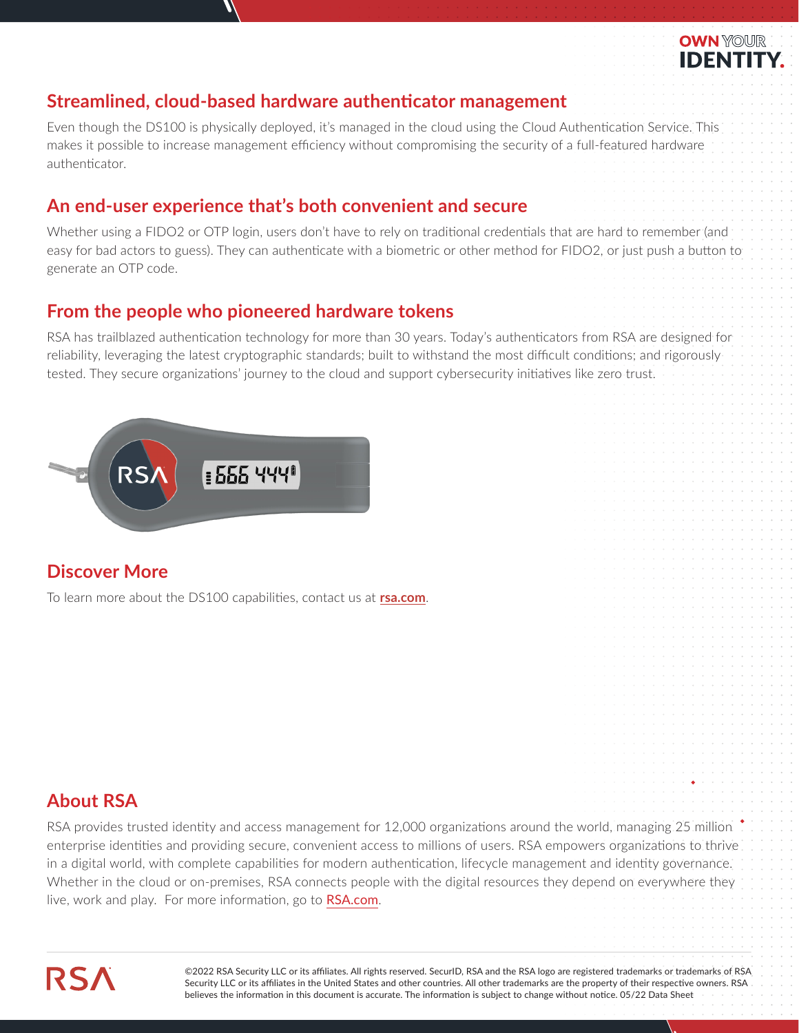## Streamlined, cloud-based hardware authenticator management

Even though the DS100 is physically deployed, it's managed in the cloud using the Cloud Authentication Service. This makes it possible to increase management efficiency without compromising the security of a full-featured hardware authenticator.

## An end-user experience that's both convenient and secure

Whether using a FIDO2 or OTP login, users don't have to rely on traditional credentials that are hard to remember (and easy for bad actors to guess). They can authenticate with a biometric or other method for FIDO2, or just push a button to generate an OTP code.

## From the people who pioneered hardware tokens

RSA has trailblazed authentication technology for more than 30 years. Today's authenticators from RSA are designed for reliability, leveraging the latest cryptographic standards; built to withstand the most difficult conditions; and rigorously tested. They secure organizations' journey to the cloud and support cybersecurity initiatives like zero trust.

## Discover More

To learn more about the DS100 capabilities, contact us at **rsa.com**.

## About RSA

RSA provides trusted identity and access management for 12,000 organizations around the world, managing 25 million enterprise identities and providing secure, convenient access to millions of users. RSA empowers organizations to thrive in a digital world, with complete capabilities for modern authentication, lifecycle management and identity governance. Whether in the cloud or on-premises, RSA connects people with the digital resources they depend on everywhere they live, work and play. For more information, go to RSA.com.

©2022 RSA Security LLC or its affiliates. All rights reserved. SecurID, RSA and the RSA logo are registered trademarks or trademarks of RSA Security LLC or its affiliates in the United States and other countries. All other trademarks are the property of their respective owners. RSA believes the information in this document is accurate. The information is subject to change without notice. 05/22 Data Sheet